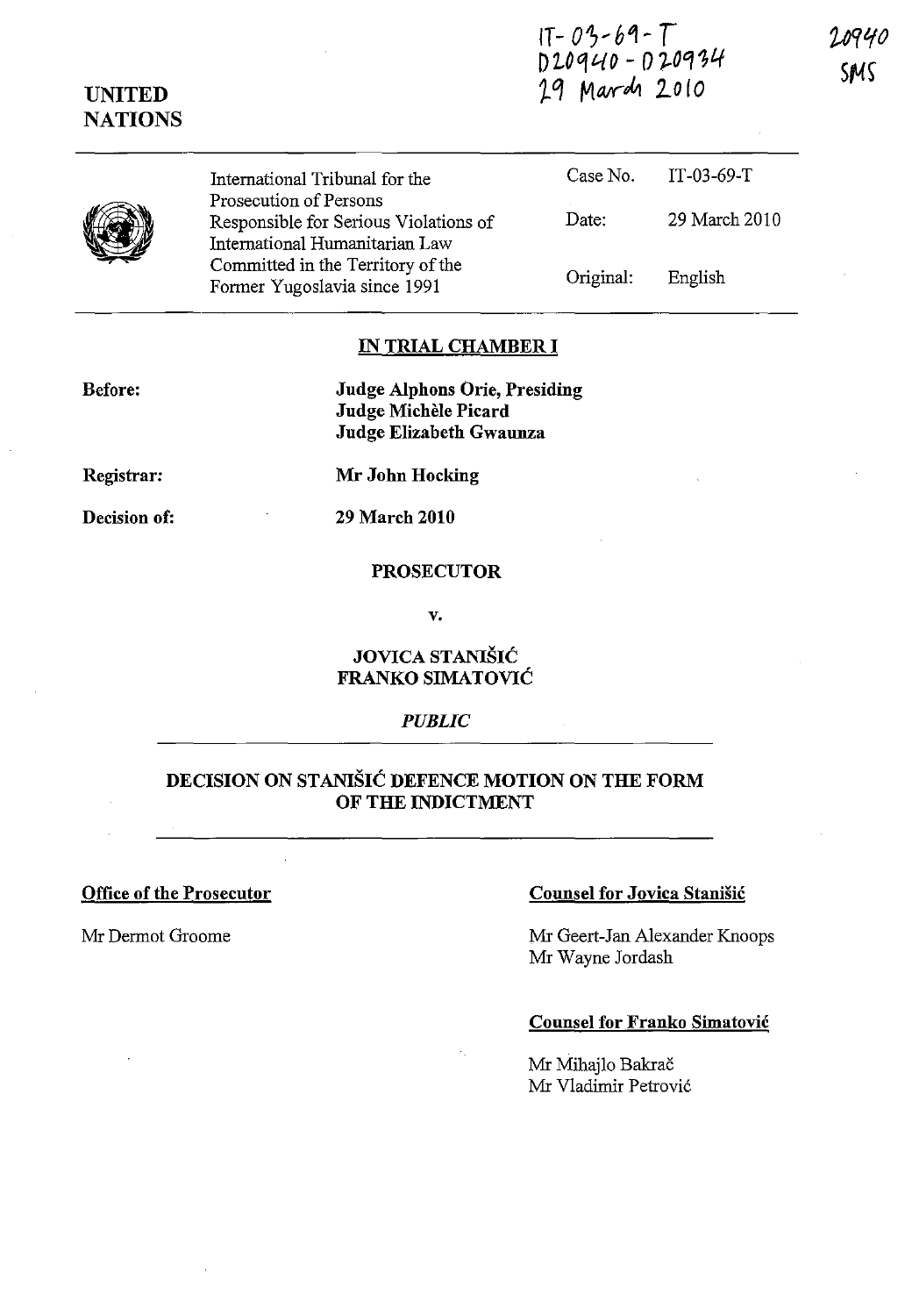IT-03-69-T
D20940 - D20934
29 March 2010

20940
SMS

**UNITED NATIONS**

| | | |
|---|---|---|
| International Tribunal for the Prosecution of Persons Responsible for Serious Violations of International Humanitarian Law Committed in the Territory of the Former Yugoslavia since 1991 | Case No. | IT-03-69-T |
| | Date: | 29 March 2010 |
| | Original: | English |

## IN TRIAL CHAMBER I

**Before:** **Judge Alphons Orie, Presiding**
**Judge Michèle Picard**
**Judge Elizabeth Gwaunza**

**Registrar:** **Mr John Hocking**

**Decision of:** **29 March 2010**

**PROSECUTOR**

**v.**

**JOVICA STANIŠIĆ**
**FRANKO SIMATOVIĆ**

*PUBLIC*

## DECISION ON STANIŠIĆ DEFENCE MOTION ON THE FORM OF THE INDICTMENT

**Office of the Prosecutor**

Mr Dermot Groome

**Counsel for Jovica Stanišić**

Mr Geert-Jan Alexander Knoops
Mr Wayne Jordash

**Counsel for Franko Simatović**

Mr Mihajlo Bakrač
Mr Vladimir Petrović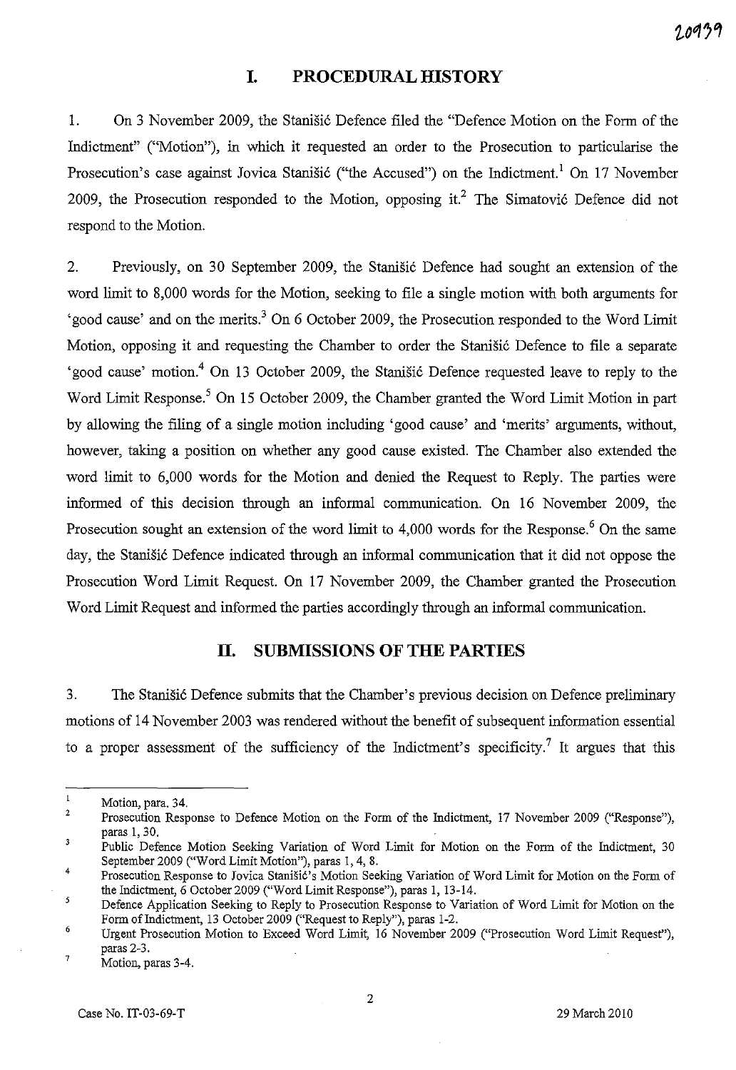# I. PROCEDURAL HISTORY

1. On 3 November 2009, the Stanišić Defence filed the "Defence Motion on the Form of the Indictment" ("Motion"), in which it requested an order to the Prosecution to particularise the Prosecution's case against Jovica Stanišić ("the Accused") on the Indictment.[1] On 17 November 2009, the Prosecution responded to the Motion, opposing it.[2] The Simatović Defence did not respond to the Motion.

2. Previously, on 30 September 2009, the Stanišić Defence had sought an extension of the word limit to 8,000 words for the Motion, seeking to file a single motion with both arguments for 'good cause' and on the merits.[3] On 6 October 2009, the Prosecution responded to the Word Limit Motion, opposing it and requesting the Chamber to order the Stanišić Defence to file a separate 'good cause' motion.[4] On 13 October 2009, the Stanišić Defence requested leave to reply to the Word Limit Response.[5] On 15 October 2009, the Chamber granted the Word Limit Motion in part by allowing the filing of a single motion including 'good cause' and 'merits' arguments, without, however, taking a position on whether any good cause existed. The Chamber also extended the word limit to 6,000 words for the Motion and denied the Request to Reply. The parties were informed of this decision through an informal communication. On 16 November 2009, the Prosecution sought an extension of the word limit to 4,000 words for the Response.[6] On the same day, the Stanišić Defence indicated through an informal communication that it did not oppose the Prosecution Word Limit Request. On 17 November 2009, the Chamber granted the Prosecution Word Limit Request and informed the parties accordingly through an informal communication.

# II. SUBMISSIONS OF THE PARTIES

3. The Stanišić Defence submits that the Chamber's previous decision on Defence preliminary motions of 14 November 2003 was rendered without the benefit of subsequent information essential to a proper assessment of the sufficiency of the Indictment's specificity.[7] It argues that this

---

[1] Motion, para. 34.

[2] Prosecution Response to Defence Motion on the Form of the Indictment, 17 November 2009 ("Response"), paras 1, 30.

[3] Public Defence Motion Seeking Variation of Word Limit for Motion on the Form of the Indictment, 30 September 2009 ("Word Limit Motion"), paras 1, 4, 8.

[4] Prosecution Response to Jovica Stanišić's Motion Seeking Variation of Word Limit for Motion on the Form of the Indictment, 6 October 2009 ("Word Limit Response"), paras 1, 13-14.

[5] Defence Application Seeking to Reply to Prosecution Response to Variation of Word Limit for Motion on the Form of Indictment, 13 October 2009 ("Request to Reply"), paras 1-2.

[6] Urgent Prosecution Motion to Exceed Word Limit, 16 November 2009 ("Prosecution Word Limit Request"), paras 2-3.

[7] Motion, paras 3-4.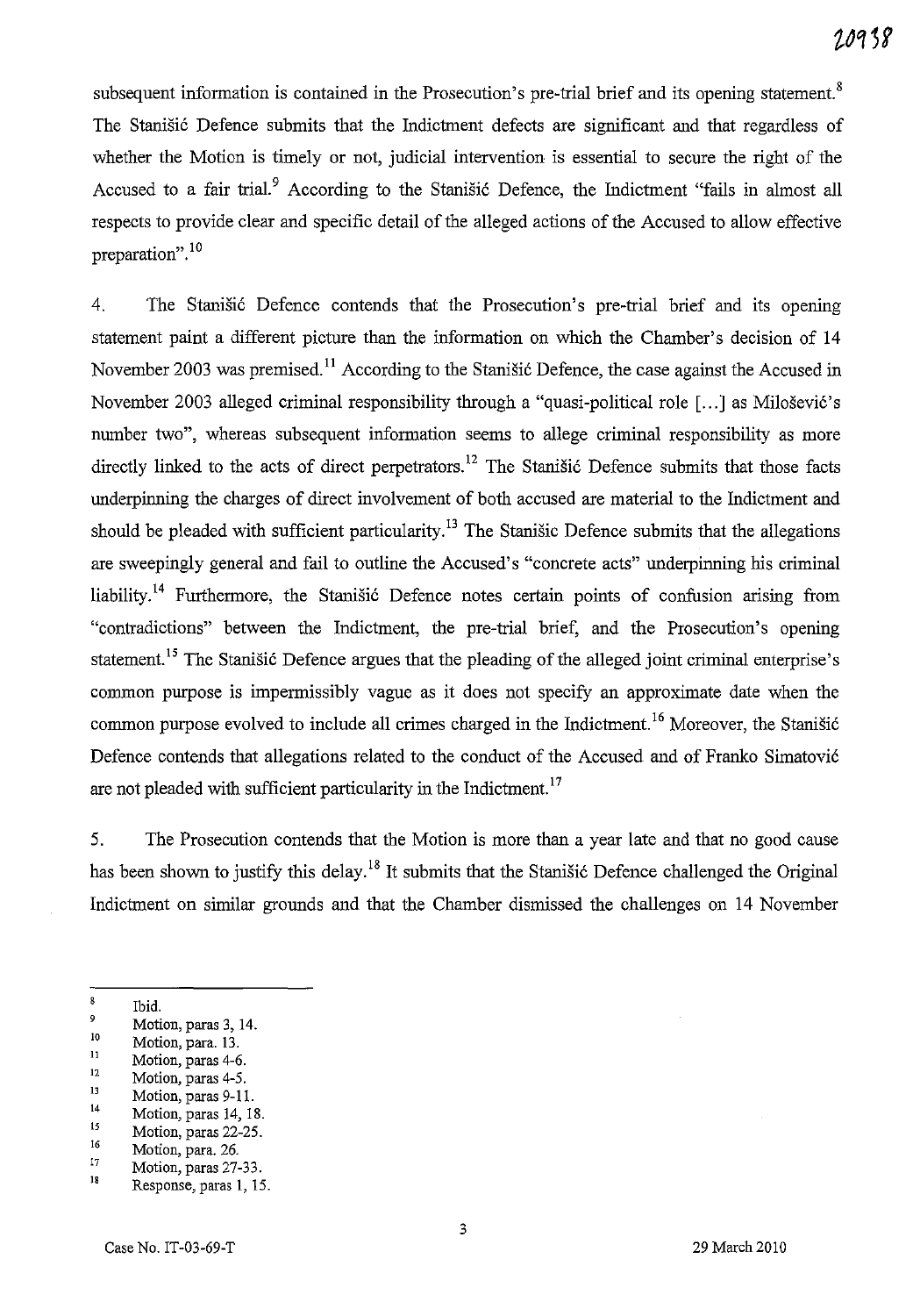subsequent information is contained in the Prosecution's pre-trial brief and its opening statement.[8] The Stanišić Defence submits that the Indictment defects are significant and that regardless of whether the Motion is timely or not, judicial intervention is essential to secure the right of the Accused to a fair trial.[9] According to the Stanišić Defence, the Indictment "fails in almost all respects to provide clear and specific detail of the alleged actions of the Accused to allow effective preparation".[10]

4. The Stanišić Defence contends that the Prosecution's pre-trial brief and its opening statement paint a different picture than the information on which the Chamber's decision of 14 November 2003 was premised.[11] According to the Stanišić Defence, the case against the Accused in November 2003 alleged criminal responsibility through a "quasi-political role [...] as Milošević's number two", whereas subsequent information seems to allege criminal responsibility as more directly linked to the acts of direct perpetrators.[12] The Stanišić Defence submits that those facts underpinning the charges of direct involvement of both accused are material to the Indictment and should be pleaded with sufficient particularity.[13] The Stanišic Defence submits that the allegations are sweepingly general and fail to outline the Accused's "concrete acts" underpinning his criminal liability.[14] Furthermore, the Stanišić Defence notes certain points of confusion arising from "contradictions" between the Indictment, the pre-trial brief, and the Prosecution's opening statement.[15] The Stanišić Defence argues that the pleading of the alleged joint criminal enterprise's common purpose is impermissibly vague as it does not specify an approximate date when the common purpose evolved to include all crimes charged in the Indictment.[16] Moreover, the Stanišić Defence contends that allegations related to the conduct of the Accused and of Franko Simatović are not pleaded with sufficient particularity in the Indictment.[17]

5. The Prosecution contends that the Motion is more than a year late and that no good cause has been shown to justify this delay.[18] It submits that the Stanišić Defence challenged the Original Indictment on similar grounds and that the Chamber dismissed the challenges on 14 November

---

[8] Ibid.
[9] Motion, paras 3, 14.
[10] Motion, para. 13.
[11] Motion, paras 4-6.
[12] Motion, paras 4-5.
[13] Motion, paras 9-11.
[14] Motion, paras 14, 18.
[15] Motion, paras 22-25.
[16] Motion, para. 26.
[17] Motion, paras 27-33.
[18] Response, paras 1, 15.

Case No. IT-03-69-T 29 March 2010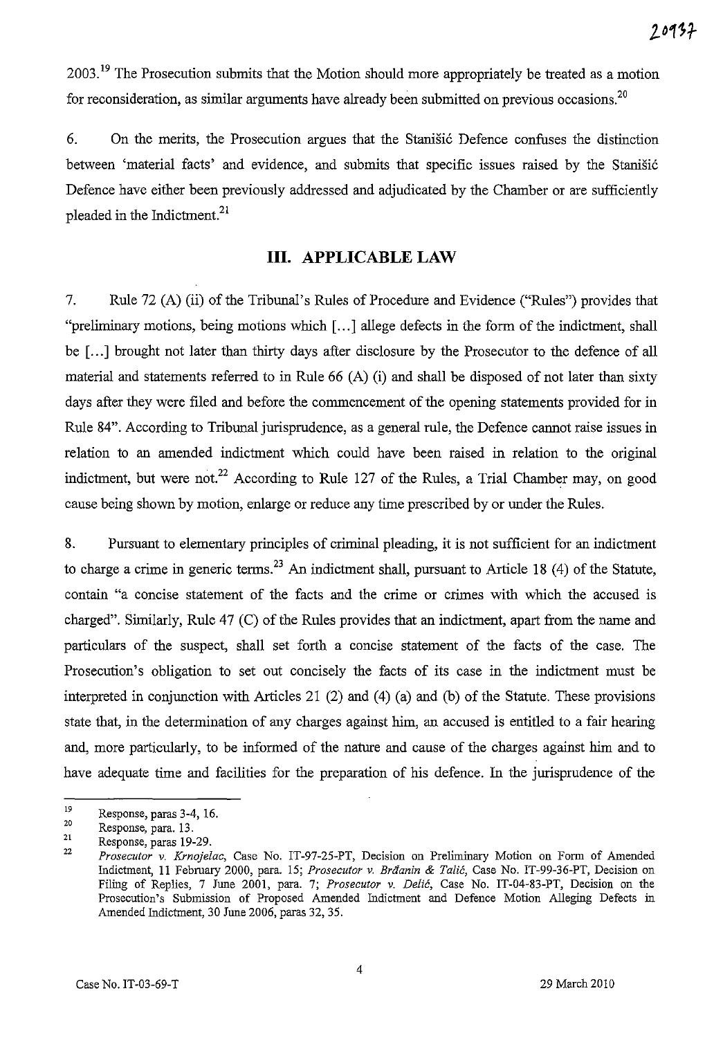2003.[19] The Prosecution submits that the Motion should more appropriately be treated as a motion for reconsideration, as similar arguments have already been submitted on previous occasions.[20]

6. On the merits, the Prosecution argues that the Stanišić Defence confuses the distinction between 'material facts' and evidence, and submits that specific issues raised by the Stanišić Defence have either been previously addressed and adjudicated by the Chamber or are sufficiently pleaded in the Indictment.[21]

## III. APPLICABLE LAW

7. Rule 72 (A) (ii) of the Tribunal's Rules of Procedure and Evidence ("Rules") provides that "preliminary motions, being motions which [...] allege defects in the form of the indictment, shall be [...] brought not later than thirty days after disclosure by the Prosecutor to the defence of all material and statements referred to in Rule 66 (A) (i) and shall be disposed of not later than sixty days after they were filed and before the commencement of the opening statements provided for in Rule 84". According to Tribunal jurisprudence, as a general rule, the Defence cannot raise issues in relation to an amended indictment which could have been raised in relation to the original indictment, but were not.[22] According to Rule 127 of the Rules, a Trial Chamber may, on good cause being shown by motion, enlarge or reduce any time prescribed by or under the Rules.

8. Pursuant to elementary principles of criminal pleading, it is not sufficient for an indictment to charge a crime in generic terms.[23] An indictment shall, pursuant to Article 18 (4) of the Statute, contain "a concise statement of the facts and the crime or crimes with which the accused is charged". Similarly, Rule 47 (C) of the Rules provides that an indictment, apart from the name and particulars of the suspect, shall set forth a concise statement of the facts of the case. The Prosecution's obligation to set out concisely the facts of its case in the indictment must be interpreted in conjunction with Articles 21 (2) and (4) (a) and (b) of the Statute. These provisions state that, in the determination of any charges against him, an accused is entitled to a fair hearing and, more particularly, to be informed of the nature and cause of the charges against him and to have adequate time and facilities for the preparation of his defence. In the jurisprudence of the

---

[19] Response, paras 3-4, 16.

[20] Response, para. 13.

[21] Response, paras 19-29.

[22] *Prosecutor v. Krnojelac*, Case No. IT-97-25-PT, Decision on Preliminary Motion on Form of Amended Indictment, 11 February 2000, para. 15; *Prosecutor v. Brđanin & Talić*, Case No. IT-99-36-PT, Decision on Filing of Replies, 7 June 2001, para. 7; *Prosecutor v. Delić*, Case No. IT-04-83-PT, Decision on the Prosecution's Submission of Proposed Amended Indictment and Defence Motion Alleging Defects in Amended Indictment, 30 June 2006, paras 32, 35.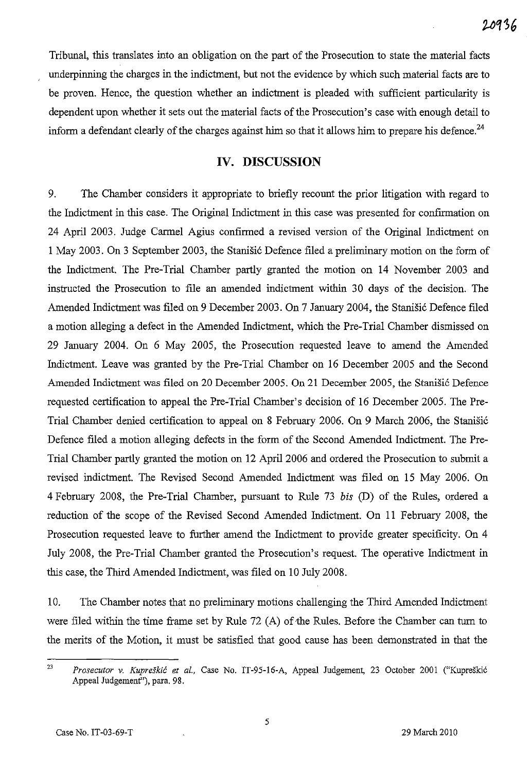Tribunal, this translates into an obligation on the part of the Prosecution to state the material facts underpinning the charges in the indictment, but not the evidence by which such material facts are to be proven. Hence, the question whether an indictment is pleaded with sufficient particularity is dependent upon whether it sets out the material facts of the Prosecution's case with enough detail to inform a defendant clearly of the charges against him so that it allows him to prepare his defence.[24]

## IV. DISCUSSION

9. The Chamber considers it appropriate to briefly recount the prior litigation with regard to the Indictment in this case. The Original Indictment in this case was presented for confirmation on 24 April 2003. Judge Carmel Agius confirmed a revised version of the Original Indictment on 1 May 2003. On 3 September 2003, the Stanišić Defence filed a preliminary motion on the form of the Indictment. The Pre-Trial Chamber partly granted the motion on 14 November 2003 and instructed the Prosecution to file an amended indictment within 30 days of the decision. The Amended Indictment was filed on 9 December 2003. On 7 January 2004, the Stanišić Defence filed a motion alleging a defect in the Amended Indictment, which the Pre-Trial Chamber dismissed on 29 January 2004. On 6 May 2005, the Prosecution requested leave to amend the Amended Indictment. Leave was granted by the Pre-Trial Chamber on 16 December 2005 and the Second Amended Indictment was filed on 20 December 2005. On 21 December 2005, the Stanišić Defence requested certification to appeal the Pre-Trial Chamber's decision of 16 December 2005. The Pre-Trial Chamber denied certification to appeal on 8 February 2006. On 9 March 2006, the Stanišić Defence filed a motion alleging defects in the form of the Second Amended Indictment. The Pre-Trial Chamber partly granted the motion on 12 April 2006 and ordered the Prosecution to submit a revised indictment. The Revised Second Amended Indictment was filed on 15 May 2006. On 4 February 2008, the Pre-Trial Chamber, pursuant to Rule 73 *bis* (D) of the Rules, ordered a reduction of the scope of the Revised Second Amended Indictment. On 11 February 2008, the Prosecution requested leave to further amend the Indictment to provide greater specificity. On 4 July 2008, the Pre-Trial Chamber granted the Prosecution's request. The operative Indictment in this case, the Third Amended Indictment, was filed on 10 July 2008.

10. The Chamber notes that no preliminary motions challenging the Third Amended Indictment were filed within the time frame set by Rule 72 (A) of the Rules. Before the Chamber can turn to the merits of the Motion, it must be satisfied that good cause has been demonstrated in that the

---

[23] *Prosecutor v. Kupreškić et al.*, Case No. IT-95-16-A, Appeal Judgement, 23 October 2001 ("Kupreškić Appeal Judgement"), para. 98.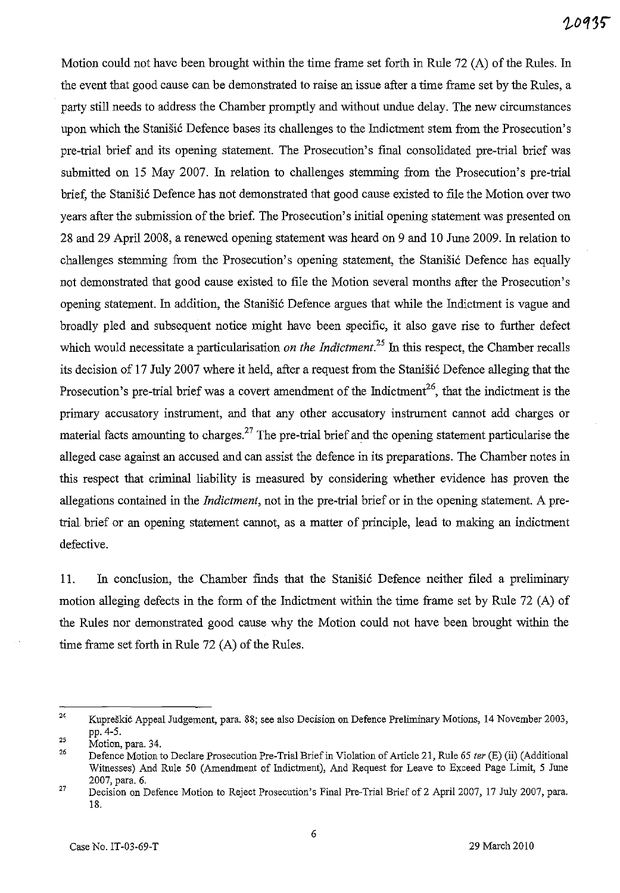Motion could not have been brought within the time frame set forth in Rule 72 (A) of the Rules. In the event that good cause can be demonstrated to raise an issue after a time frame set by the Rules, a party still needs to address the Chamber promptly and without undue delay. The new circumstances upon which the Stanišić Defence bases its challenges to the Indictment stem from the Prosecution's pre-trial brief and its opening statement. The Prosecution's final consolidated pre-trial brief was submitted on 15 May 2007. In relation to challenges stemming from the Prosecution's pre-trial brief, the Stanišić Defence has not demonstrated that good cause existed to file the Motion over two years after the submission of the brief. The Prosecution's initial opening statement was presented on 28 and 29 April 2008, a renewed opening statement was heard on 9 and 10 June 2009. In relation to challenges stemming from the Prosecution's opening statement, the Stanišić Defence has equally not demonstrated that good cause existed to file the Motion several months after the Prosecution's opening statement. In addition, the Stanišić Defence argues that while the Indictment is vague and broadly pled and subsequent notice might have been specific, it also gave rise to further defect which would necessitate a particularisation *on the Indictment*.[25] In this respect, the Chamber recalls its decision of 17 July 2007 where it held, after a request from the Stanišić Defence alleging that the Prosecution's pre-trial brief was a covert amendment of the Indictment[26], that the indictment is the primary accusatory instrument, and that any other accusatory instrument cannot add charges or material facts amounting to charges.[27] The pre-trial brief and the opening statement particularise the alleged case against an accused and can assist the defence in its preparations. The Chamber notes in this respect that criminal liability is measured by considering whether evidence has proven the allegations contained in the *Indictment*, not in the pre-trial brief or in the opening statement. A pre-trial brief or an opening statement cannot, as a matter of principle, lead to making an indictment defective.

11. In conclusion, the Chamber finds that the Stanišić Defence neither filed a preliminary motion alleging defects in the form of the Indictment within the time frame set by Rule 72 (A) of the Rules nor demonstrated good cause why the Motion could not have been brought within the time frame set forth in Rule 72 (A) of the Rules.

---

[24] Kupreškić Appeal Judgement, para. 88; see also Decision on Defence Preliminary Motions, 14 November 2003, pp. 4-5.

[25] Motion, para. 34.

[26] Defence Motion to Declare Prosecution Pre-Trial Brief in Violation of Article 21, Rule 65 *ter* (E) (ii) (Additional Witnesses) And Rule 50 (Amendment of Indictment), And Request for Leave to Exceed Page Limit, 5 June 2007, para. 6.

[27] Decision on Defence Motion to Reject Prosecution's Final Pre-Trial Brief of 2 April 2007, 17 July 2007, para. 18.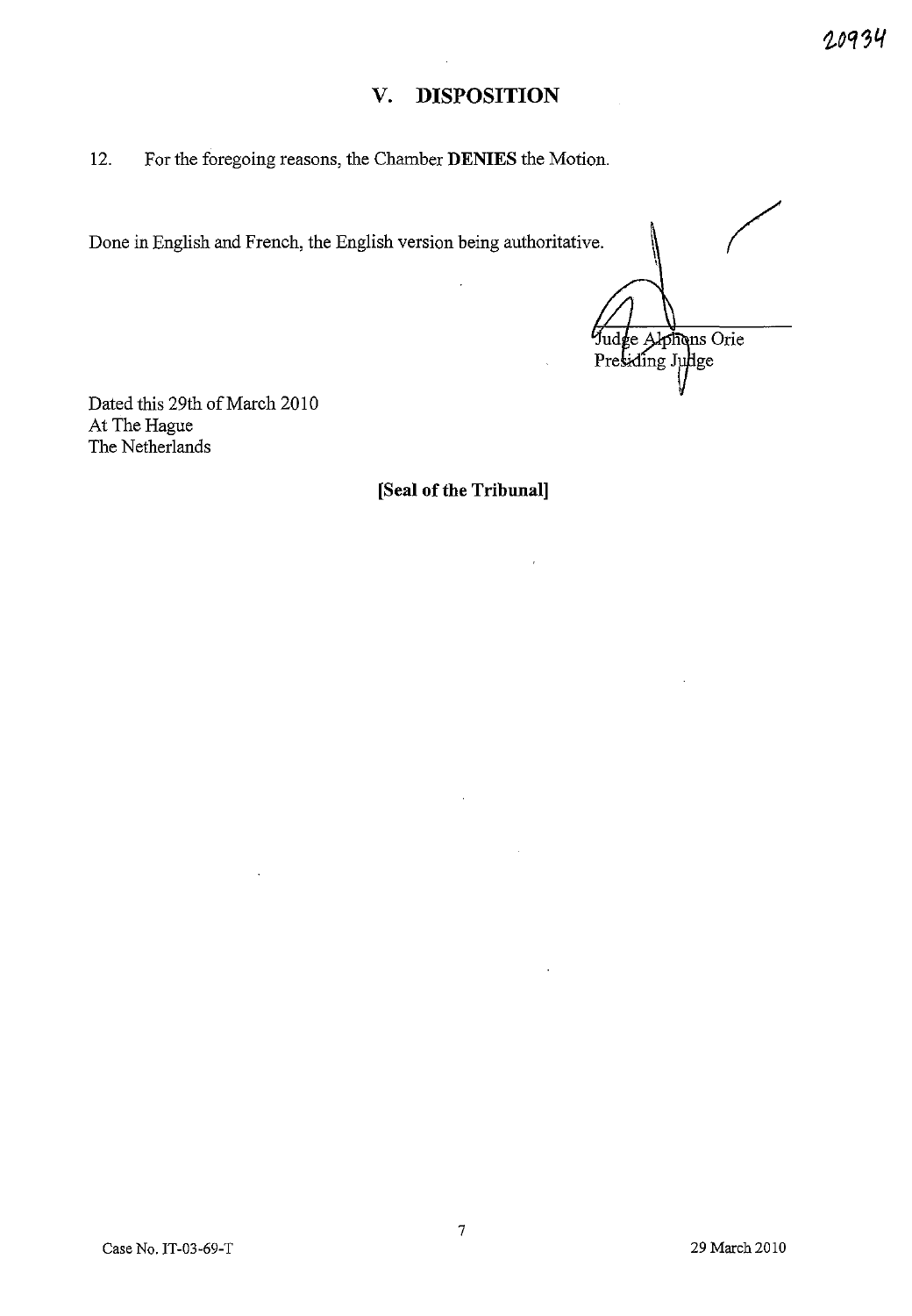## V. DISPOSITION

12. For the foregoing reasons, the Chamber **DENIES** the Motion.

Done in English and French, the English version being authoritative.

Judge Alphons Orie
Presiding Judge

Dated this 29th of March 2010
At The Hague
The Netherlands

**[Seal of the Tribunal]**